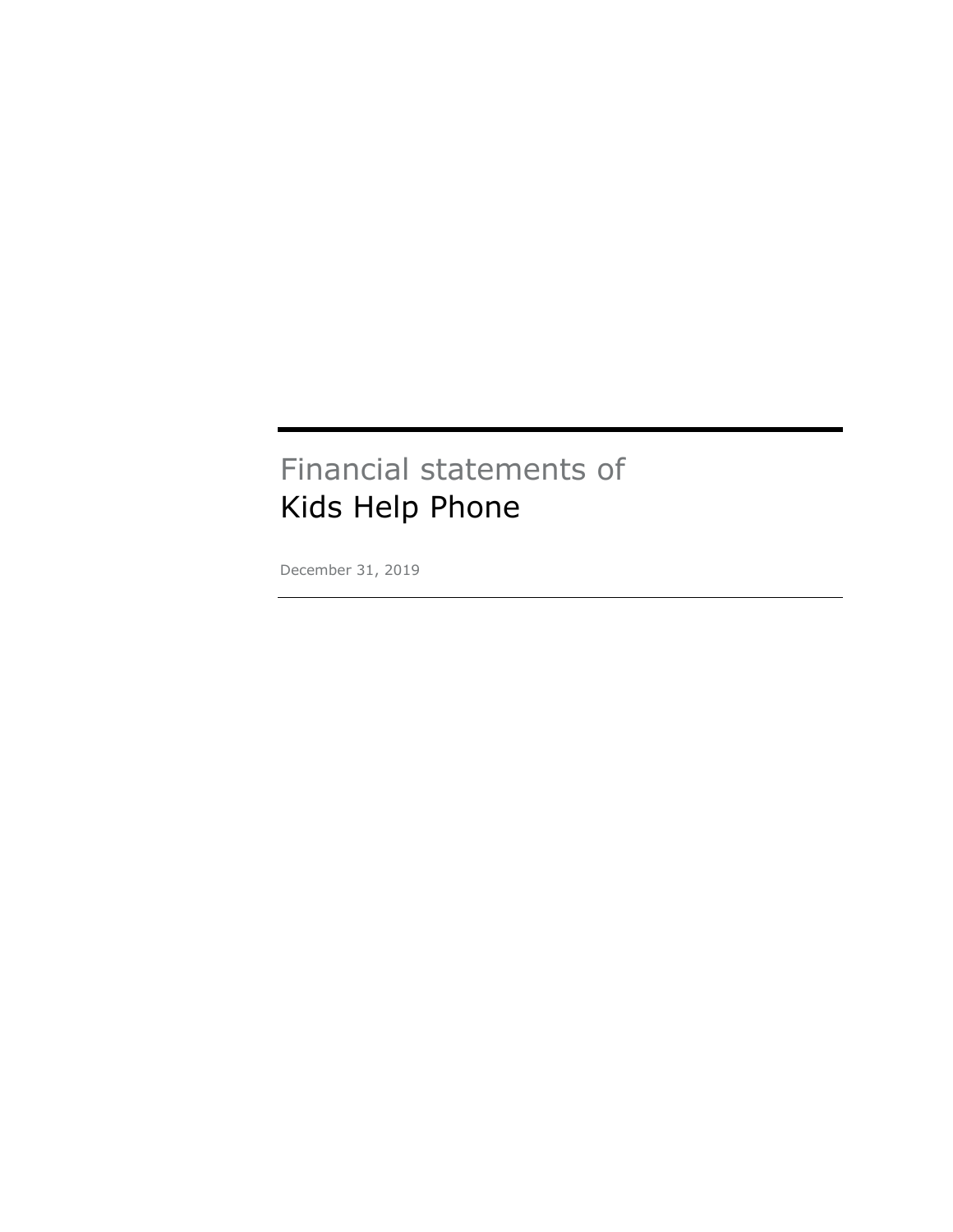# Financial statements of
# Kids Help Phone

December 31, 2019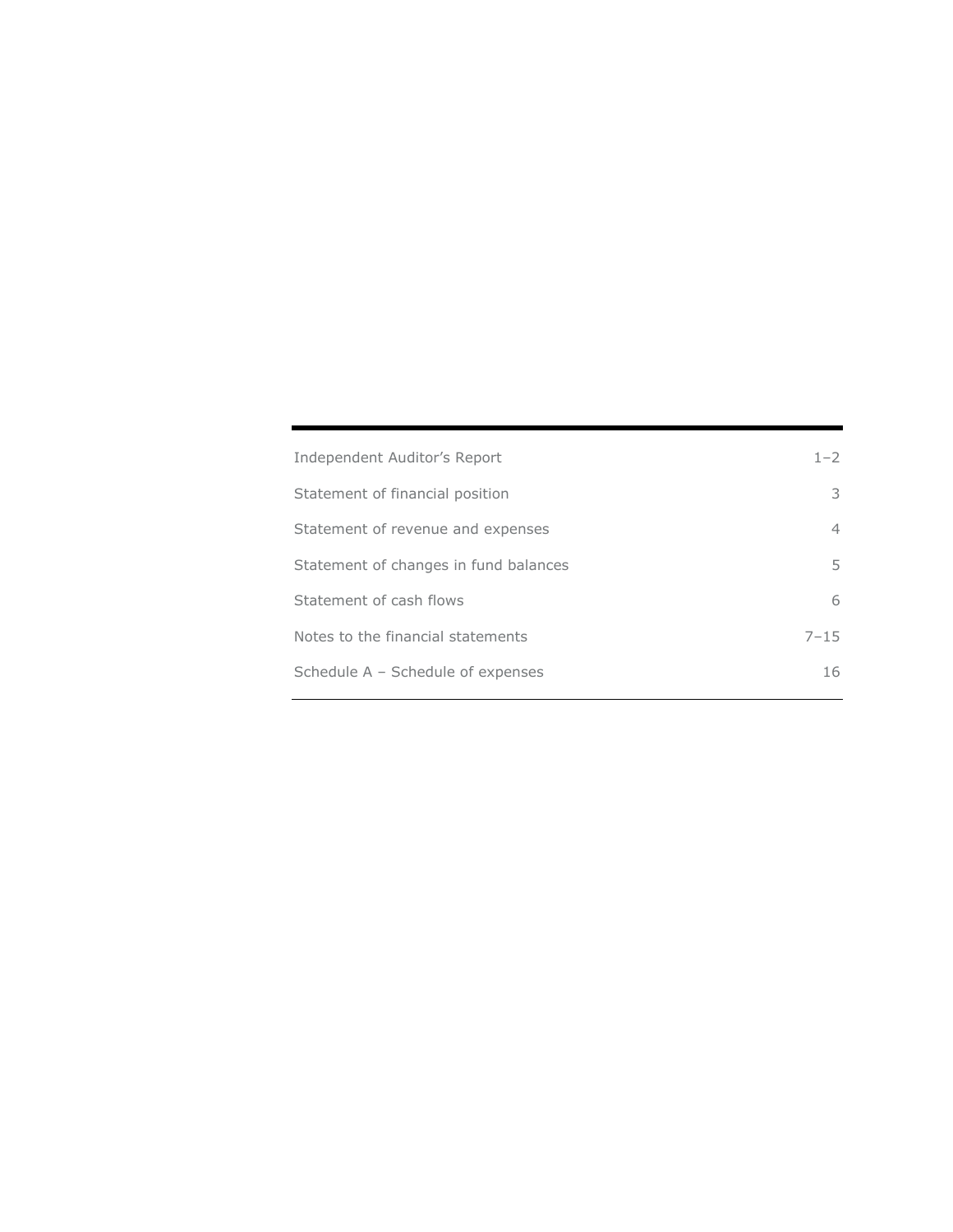| | |
|---|---|
| Independent Auditor's Report | 1–2 |
| Statement of financial position | 3 |
| Statement of revenue and expenses | 4 |
| Statement of changes in fund balances | 5 |
| Statement of cash flows | 6 |
| Notes to the financial statements | 7–15 |
| Schedule A – Schedule of expenses | 16 |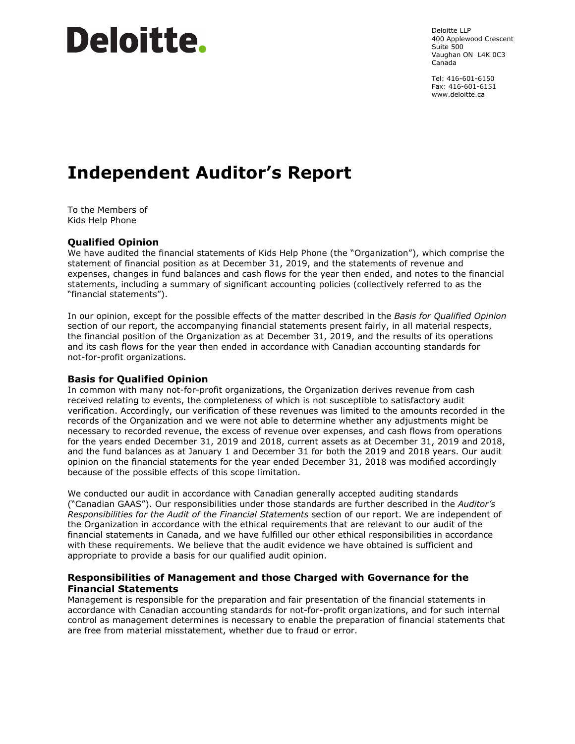**Deloitte.**

Deloitte LLP
400 Applewood Crescent
Suite 500
Vaughan ON L4K 0C3
Canada

Tel: 416-601-6150
Fax: 416-601-6151
www.deloitte.ca

# Independent Auditor's Report

To the Members of
Kids Help Phone

## Qualified Opinion

We have audited the financial statements of Kids Help Phone (the "Organization"), which comprise the statement of financial position as at December 31, 2019, and the statements of revenue and expenses, changes in fund balances and cash flows for the year then ended, and notes to the financial statements, including a summary of significant accounting policies (collectively referred to as the "financial statements").

In our opinion, except for the possible effects of the matter described in the *Basis for Qualified Opinion* section of our report, the accompanying financial statements present fairly, in all material respects, the financial position of the Organization as at December 31, 2019, and the results of its operations and its cash flows for the year then ended in accordance with Canadian accounting standards for not-for-profit organizations.

## Basis for Qualified Opinion

In common with many not-for-profit organizations, the Organization derives revenue from cash received relating to events, the completeness of which is not susceptible to satisfactory audit verification. Accordingly, our verification of these revenues was limited to the amounts recorded in the records of the Organization and we were not able to determine whether any adjustments might be necessary to recorded revenue, the excess of revenue over expenses, and cash flows from operations for the years ended December 31, 2019 and 2018, current assets as at December 31, 2019 and 2018, and the fund balances as at January 1 and December 31 for both the 2019 and 2018 years. Our audit opinion on the financial statements for the year ended December 31, 2018 was modified accordingly because of the possible effects of this scope limitation.

We conducted our audit in accordance with Canadian generally accepted auditing standards ("Canadian GAAS"). Our responsibilities under those standards are further described in the *Auditor's Responsibilities for the Audit of the Financial Statements* section of our report. We are independent of the Organization in accordance with the ethical requirements that are relevant to our audit of the financial statements in Canada, and we have fulfilled our other ethical responsibilities in accordance with these requirements. We believe that the audit evidence we have obtained is sufficient and appropriate to provide a basis for our qualified audit opinion.

## Responsibilities of Management and those Charged with Governance for the Financial Statements

Management is responsible for the preparation and fair presentation of the financial statements in accordance with Canadian accounting standards for not-for-profit organizations, and for such internal control as management determines is necessary to enable the preparation of financial statements that are free from material misstatement, whether due to fraud or error.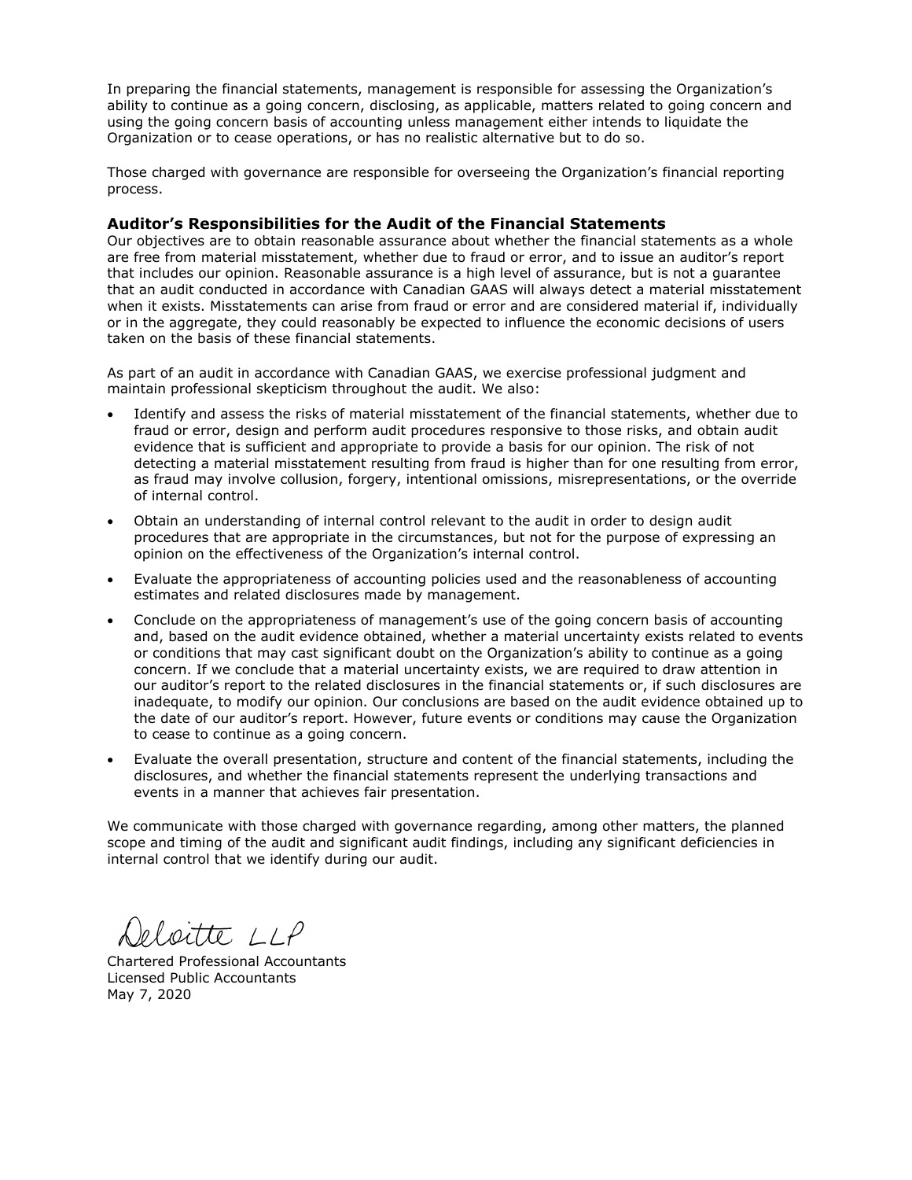In preparing the financial statements, management is responsible for assessing the Organization's ability to continue as a going concern, disclosing, as applicable, matters related to going concern and using the going concern basis of accounting unless management either intends to liquidate the Organization or to cease operations, or has no realistic alternative but to do so.

Those charged with governance are responsible for overseeing the Organization's financial reporting process.

### Auditor's Responsibilities for the Audit of the Financial Statements

Our objectives are to obtain reasonable assurance about whether the financial statements as a whole are free from material misstatement, whether due to fraud or error, and to issue an auditor's report that includes our opinion. Reasonable assurance is a high level of assurance, but is not a guarantee that an audit conducted in accordance with Canadian GAAS will always detect a material misstatement when it exists. Misstatements can arise from fraud or error and are considered material if, individually or in the aggregate, they could reasonably be expected to influence the economic decisions of users taken on the basis of these financial statements.

As part of an audit in accordance with Canadian GAAS, we exercise professional judgment and maintain professional skepticism throughout the audit. We also:

- Identify and assess the risks of material misstatement of the financial statements, whether due to fraud or error, design and perform audit procedures responsive to those risks, and obtain audit evidence that is sufficient and appropriate to provide a basis for our opinion. The risk of not detecting a material misstatement resulting from fraud is higher than for one resulting from error, as fraud may involve collusion, forgery, intentional omissions, misrepresentations, or the override of internal control.
- Obtain an understanding of internal control relevant to the audit in order to design audit procedures that are appropriate in the circumstances, but not for the purpose of expressing an opinion on the effectiveness of the Organization's internal control.
- Evaluate the appropriateness of accounting policies used and the reasonableness of accounting estimates and related disclosures made by management.
- Conclude on the appropriateness of management's use of the going concern basis of accounting and, based on the audit evidence obtained, whether a material uncertainty exists related to events or conditions that may cast significant doubt on the Organization's ability to continue as a going concern. If we conclude that a material uncertainty exists, we are required to draw attention in our auditor's report to the related disclosures in the financial statements or, if such disclosures are inadequate, to modify our opinion. Our conclusions are based on the audit evidence obtained up to the date of our auditor's report. However, future events or conditions may cause the Organization to cease to continue as a going concern.
- Evaluate the overall presentation, structure and content of the financial statements, including the disclosures, and whether the financial statements represent the underlying transactions and events in a manner that achieves fair presentation.

We communicate with those charged with governance regarding, among other matters, the planned scope and timing of the audit and significant audit findings, including any significant deficiencies in internal control that we identify during our audit.

Deloitte LLP

Chartered Professional Accountants
Licensed Public Accountants
May 7, 2020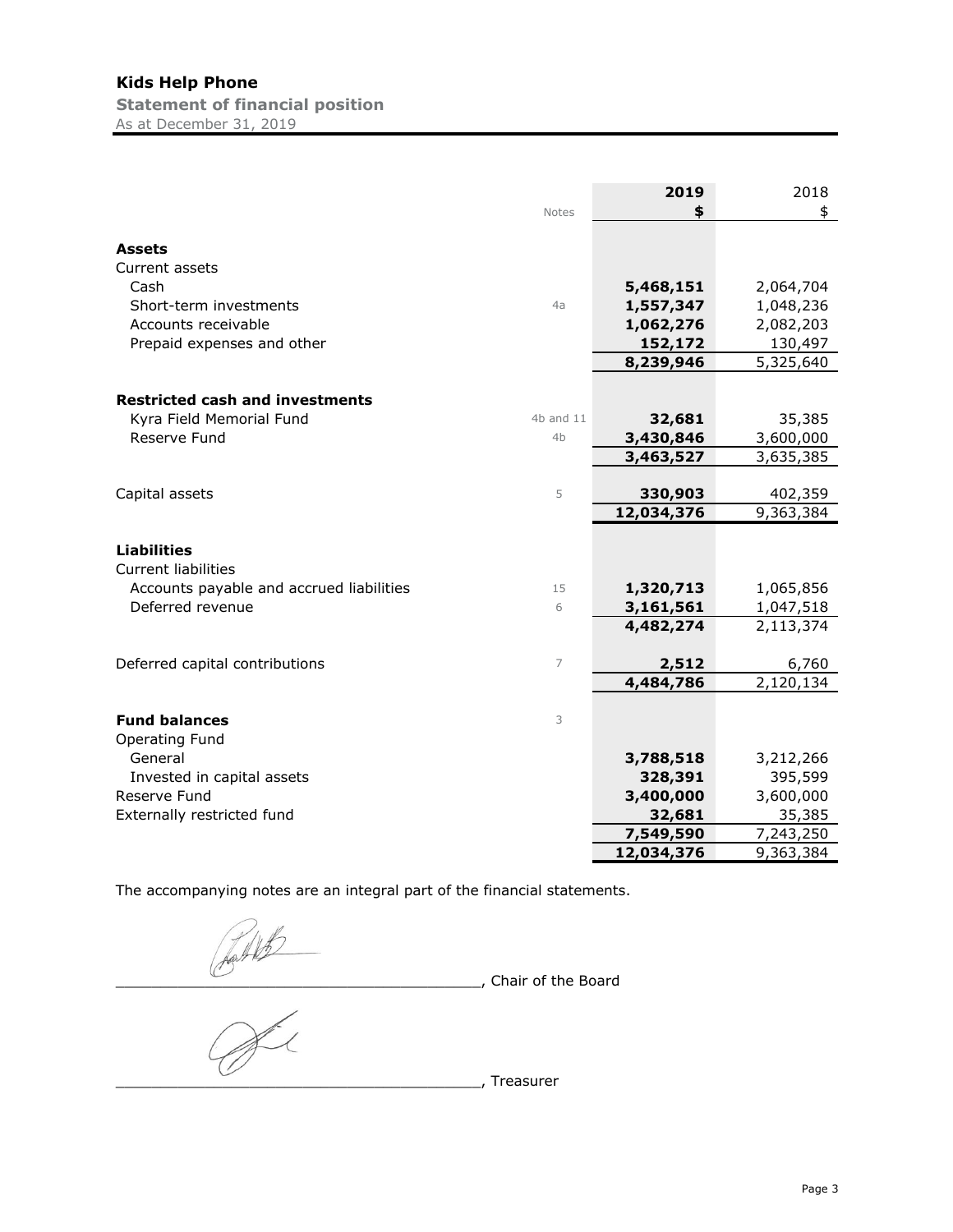# Kids Help Phone

**Statement of financial position**

As at December 31, 2019

| | Notes | 2019 $ | 2018 $ |
|---|---|---|---|
| **Assets** | | | |
| Current assets | | | |
| Cash | | **5,468,151** | 2,064,704 |
| Short-term investments | 4a | **1,557,347** | 1,048,236 |
| Accounts receivable | | **1,062,276** | 2,082,203 |
| Prepaid expenses and other | | **152,172** | 130,497 |
| | | **8,239,946** | 5,325,640 |
| **Restricted cash and investments** | | | |
| Kyra Field Memorial Fund | 4b and 11 | **32,681** | 35,385 |
| Reserve Fund | 4b | **3,430,846** | 3,600,000 |
| | | **3,463,527** | 3,635,385 |
| Capital assets | 5 | **330,903** | 402,359 |
| | | **12,034,376** | 9,363,384 |
| **Liabilities** | | | |
| Current liabilities | | | |
| Accounts payable and accrued liabilities | 15 | **1,320,713** | 1,065,856 |
| Deferred revenue | 6 | **3,161,561** | 1,047,518 |
| | | **4,482,274** | 2,113,374 |
| Deferred capital contributions | 7 | **2,512** | 6,760 |
| | | **4,484,786** | 2,120,134 |
| **Fund balances** | 3 | | |
| Operating Fund | | | |
| General | | **3,788,518** | 3,212,266 |
| Invested in capital assets | | **328,391** | 395,599 |
| Reserve Fund | | **3,400,000** | 3,600,000 |
| Externally restricted fund | | **32,681** | 35,385 |
| | | **7,549,590** | 7,243,250 |
| | | **12,034,376** | 9,363,384 |

The accompanying notes are an integral part of the financial statements.

_______________________________________, Chair of the Board

_______________________________________, Treasurer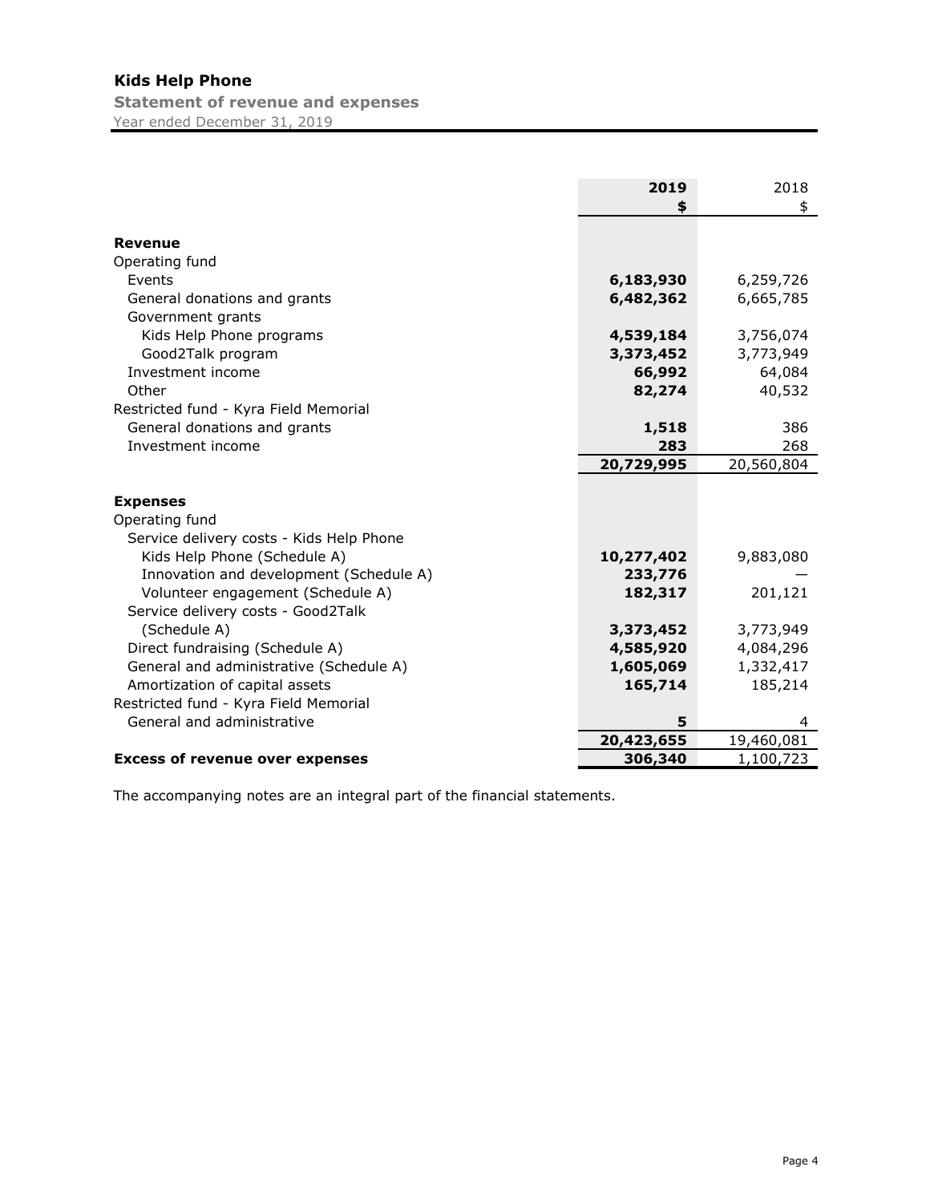# Kids Help Phone

## Statement of revenue and expenses

Year ended December 31, 2019

| | 2019 | 2018 |
|---|---|---|
| | $ | $ |
| **Revenue** | | |
| Operating fund | | |
| Events | **6,183,930** | 6,259,726 |
| General donations and grants | **6,482,362** | 6,665,785 |
| Government grants | | |
| Kids Help Phone programs | **4,539,184** | 3,756,074 |
| Good2Talk program | **3,373,452** | 3,773,949 |
| Investment income | **66,992** | 64,084 |
| Other | **82,274** | 40,532 |
| Restricted fund - Kyra Field Memorial | | |
| General donations and grants | **1,518** | 386 |
| Investment income | **283** | 268 |
| | **20,729,995** | 20,560,804 |
| **Expenses** | | |
| Operating fund | | |
| Service delivery costs - Kids Help Phone | | |
| Kids Help Phone (Schedule A) | **10,277,402** | 9,883,080 |
| Innovation and development (Schedule A) | **233,776** | — |
| Volunteer engagement (Schedule A) | **182,317** | 201,121 |
| Service delivery costs - Good2Talk (Schedule A) | **3,373,452** | 3,773,949 |
| Direct fundraising (Schedule A) | **4,585,920** | 4,084,296 |
| General and administrative (Schedule A) | **1,605,069** | 1,332,417 |
| Amortization of capital assets | **165,714** | 185,214 |
| Restricted fund - Kyra Field Memorial | | |
| General and administrative | **5** | 4 |
| | **20,423,655** | 19,460,081 |
| **Excess of revenue over expenses** | **306,340** | 1,100,723 |

The accompanying notes are an integral part of the financial statements.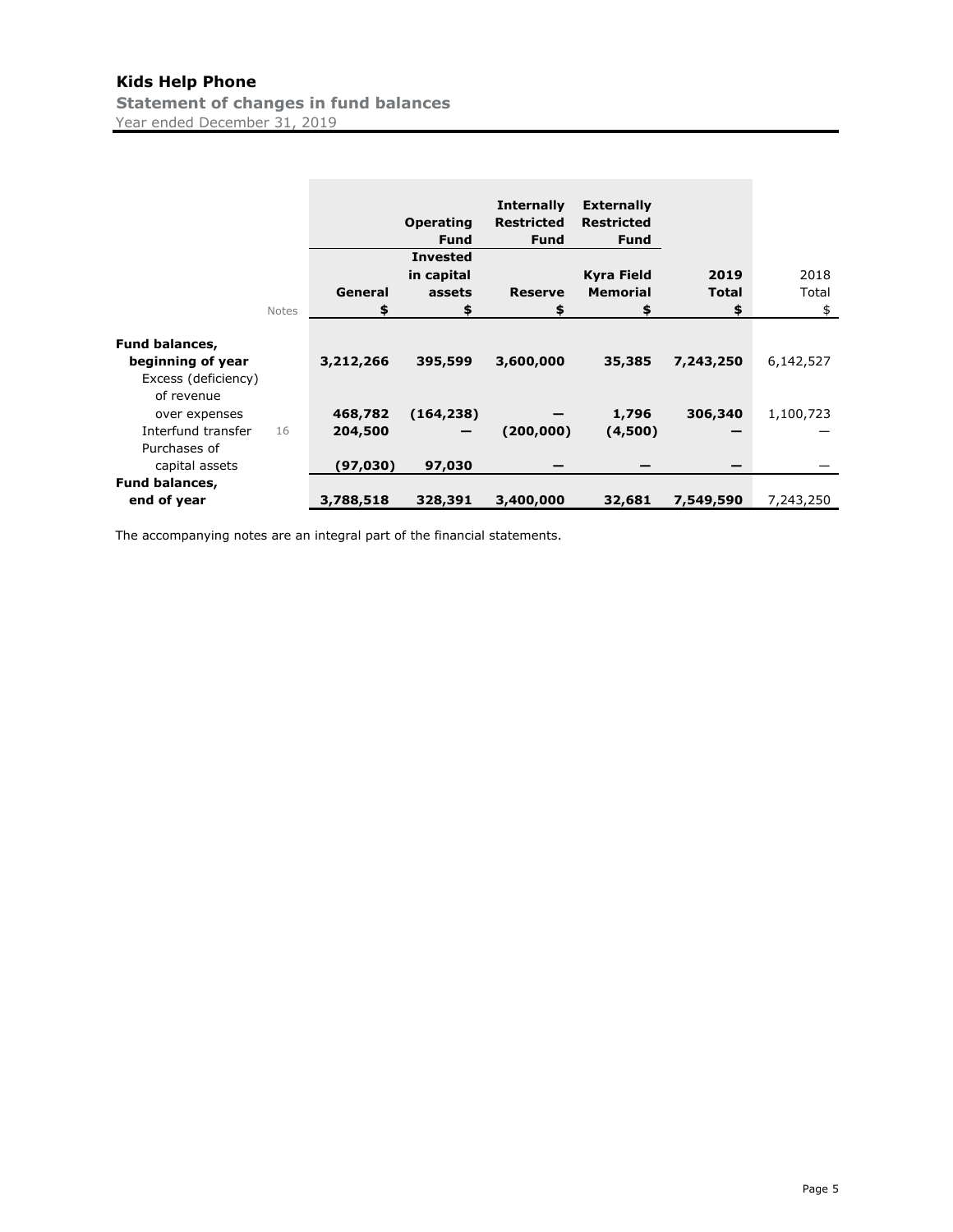# Kids Help Phone

## Statement of changes in fund balances

Year ended December 31, 2019

| | Notes | Operating Fund | | Internally Restricted Fund | Externally Restricted Fund | | |
|---|---|---|---|---|---|---|---|
| | | General | Invested in capital assets | Reserve | Kyra Field Memorial | 2019 Total | 2018 Total |
| | | $ | $ | $ | $ | $ | $ |
| **Fund balances, beginning of year** | | **3,212,266** | **395,599** | **3,600,000** | **35,385** | **7,243,250** | 6,142,527 |
| Excess (deficiency) of revenue over expenses | | **468,782** | **(164,238)** | **—** | **1,796** | **306,340** | 1,100,723 |
| Interfund transfer | 16 | **204,500** | **—** | **(200,000)** | **(4,500)** | **—** | — |
| Purchases of capital assets | | **(97,030)** | **97,030** | **—** | **—** | **—** | — |
| **Fund balances, end of year** | | **3,788,518** | **328,391** | **3,400,000** | **32,681** | **7,549,590** | 7,243,250 |

The accompanying notes are an integral part of the financial statements.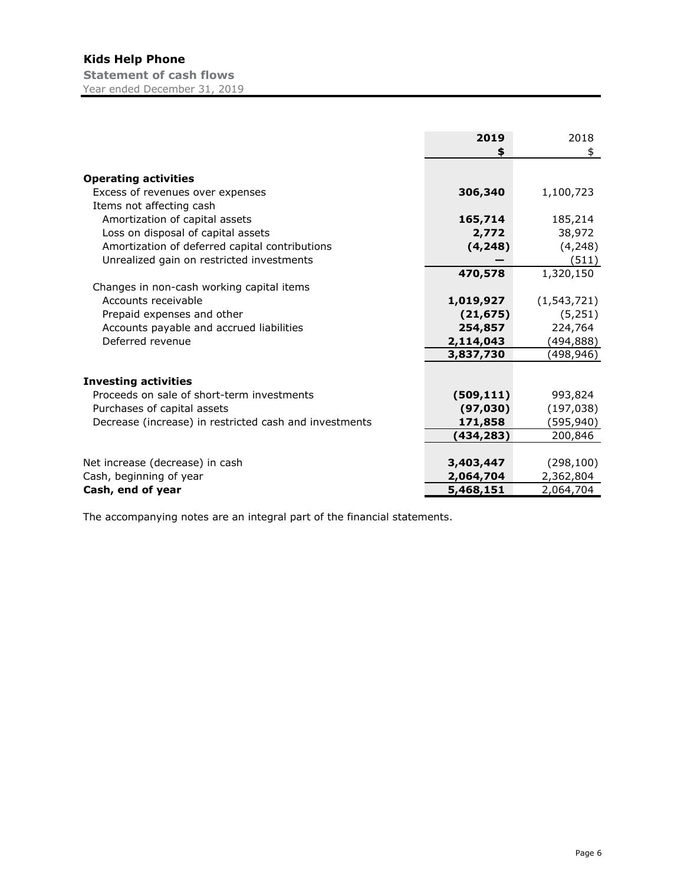# Kids Help Phone

**Statement of cash flows**

Year ended December 31, 2019

| | **2019** | 2018 |
|---|---|---|
| | **$** | $ |
| **Operating activities** | | |
| Excess of revenues over expenses | **306,340** | 1,100,723 |
| Items not affecting cash | | |
| Amortization of capital assets | **165,714** | 185,214 |
| Loss on disposal of capital assets | **2,772** | 38,972 |
| Amortization of deferred capital contributions | **(4,248)** | (4,248) |
| Unrealized gain on restricted investments | **—** | (511) |
| | **470,578** | 1,320,150 |
| Changes in non-cash working capital items | | |
| Accounts receivable | **1,019,927** | (1,543,721) |
| Prepaid expenses and other | **(21,675)** | (5,251) |
| Accounts payable and accrued liabilities | **254,857** | 224,764 |
| Deferred revenue | **2,114,043** | (494,888) |
| | **3,837,730** | (498,946) |
| **Investing activities** | | |
| Proceeds on sale of short-term investments | **(509,111)** | 993,824 |
| Purchases of capital assets | **(97,030)** | (197,038) |
| Decrease (increase) in restricted cash and investments | **171,858** | (595,940) |
| | **(434,283)** | 200,846 |
| Net increase (decrease) in cash | **3,403,447** | (298,100) |
| Cash, beginning of year | **2,064,704** | 2,362,804 |
| **Cash, end of year** | **5,468,151** | 2,064,704 |

The accompanying notes are an integral part of the financial statements.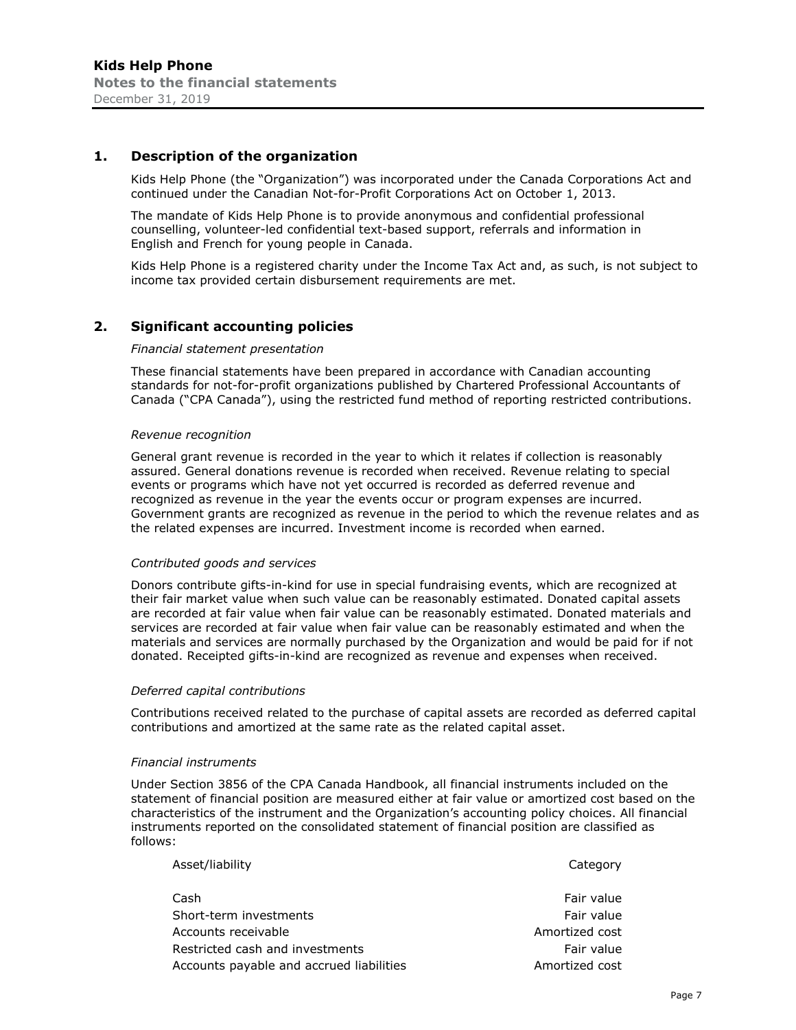## 1. Description of the organization

Kids Help Phone (the "Organization") was incorporated under the Canada Corporations Act and continued under the Canadian Not-for-Profit Corporations Act on October 1, 2013.

The mandate of Kids Help Phone is to provide anonymous and confidential professional counselling, volunteer-led confidential text-based support, referrals and information in English and French for young people in Canada.

Kids Help Phone is a registered charity under the Income Tax Act and, as such, is not subject to income tax provided certain disbursement requirements are met.

## 2. Significant accounting policies

*Financial statement presentation*

These financial statements have been prepared in accordance with Canadian accounting standards for not-for-profit organizations published by Chartered Professional Accountants of Canada ("CPA Canada"), using the restricted fund method of reporting restricted contributions.

*Revenue recognition*

General grant revenue is recorded in the year to which it relates if collection is reasonably assured. General donations revenue is recorded when received. Revenue relating to special events or programs which have not yet occurred is recorded as deferred revenue and recognized as revenue in the year the events occur or program expenses are incurred. Government grants are recognized as revenue in the period to which the revenue relates and as the related expenses are incurred. Investment income is recorded when earned.

*Contributed goods and services*

Donors contribute gifts-in-kind for use in special fundraising events, which are recognized at their fair market value when such value can be reasonably estimated. Donated capital assets are recorded at fair value when fair value can be reasonably estimated. Donated materials and services are recorded at fair value when fair value can be reasonably estimated and when the materials and services are normally purchased by the Organization and would be paid for if not donated. Receipted gifts-in-kind are recognized as revenue and expenses when received.

*Deferred capital contributions*

Contributions received related to the purchase of capital assets are recorded as deferred capital contributions and amortized at the same rate as the related capital asset.

*Financial instruments*

Under Section 3856 of the CPA Canada Handbook, all financial instruments included on the statement of financial position are measured either at fair value or amortized cost based on the characteristics of the instrument and the Organization's accounting policy choices. All financial instruments reported on the consolidated statement of financial position are classified as follows:

| Asset/liability | Category |
|---|---|
| Cash | Fair value |
| Short-term investments | Fair value |
| Accounts receivable | Amortized cost |
| Restricted cash and investments | Fair value |
| Accounts payable and accrued liabilities | Amortized cost |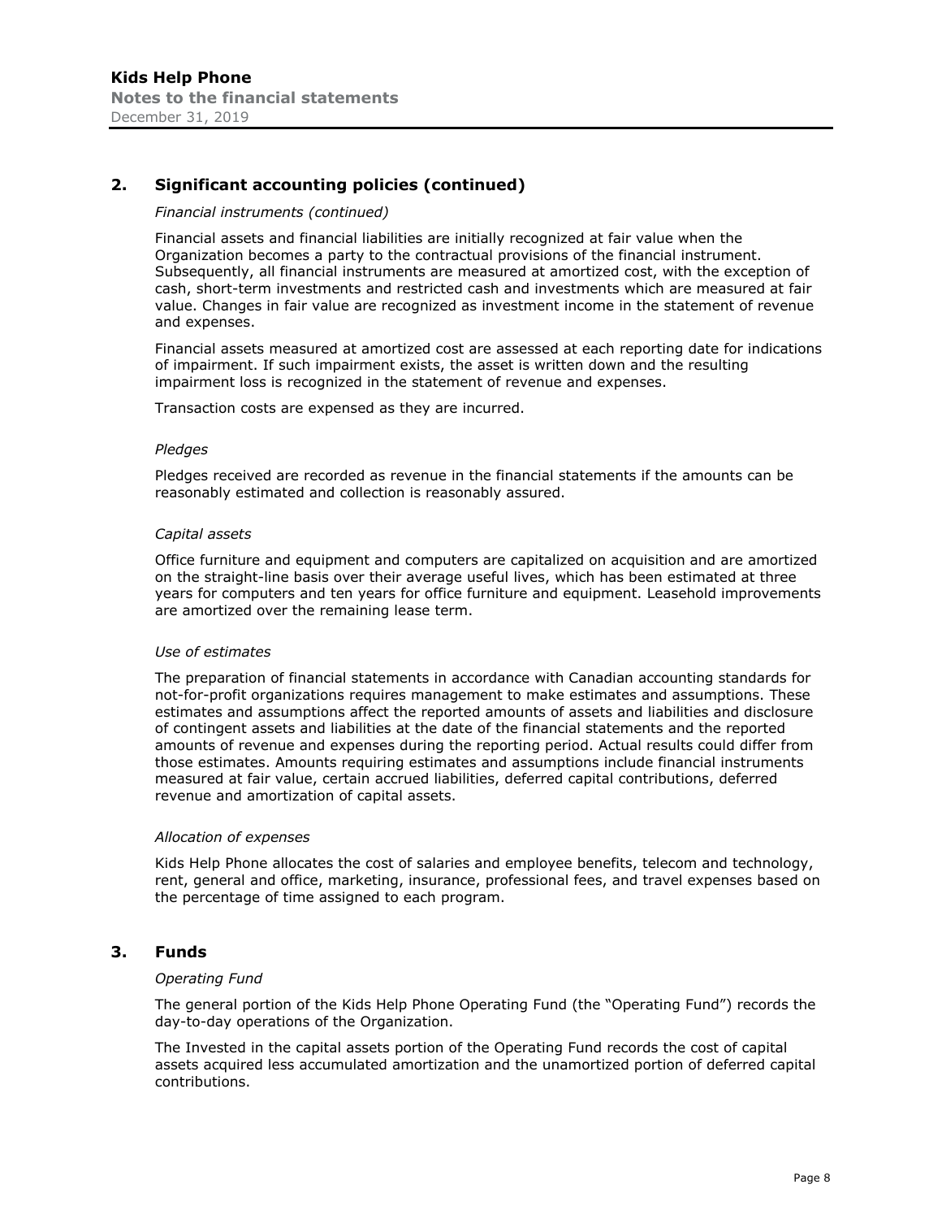## 2. Significant accounting policies (continued)

*Financial instruments (continued)*

Financial assets and financial liabilities are initially recognized at fair value when the Organization becomes a party to the contractual provisions of the financial instrument. Subsequently, all financial instruments are measured at amortized cost, with the exception of cash, short-term investments and restricted cash and investments which are measured at fair value. Changes in fair value are recognized as investment income in the statement of revenue and expenses.

Financial assets measured at amortized cost are assessed at each reporting date for indications of impairment. If such impairment exists, the asset is written down and the resulting impairment loss is recognized in the statement of revenue and expenses.

Transaction costs are expensed as they are incurred.

*Pledges*

Pledges received are recorded as revenue in the financial statements if the amounts can be reasonably estimated and collection is reasonably assured.

*Capital assets*

Office furniture and equipment and computers are capitalized on acquisition and are amortized on the straight-line basis over their average useful lives, which has been estimated at three years for computers and ten years for office furniture and equipment. Leasehold improvements are amortized over the remaining lease term.

*Use of estimates*

The preparation of financial statements in accordance with Canadian accounting standards for not-for-profit organizations requires management to make estimates and assumptions. These estimates and assumptions affect the reported amounts of assets and liabilities and disclosure of contingent assets and liabilities at the date of the financial statements and the reported amounts of revenue and expenses during the reporting period. Actual results could differ from those estimates. Amounts requiring estimates and assumptions include financial instruments measured at fair value, certain accrued liabilities, deferred capital contributions, deferred revenue and amortization of capital assets.

*Allocation of expenses*

Kids Help Phone allocates the cost of salaries and employee benefits, telecom and technology, rent, general and office, marketing, insurance, professional fees, and travel expenses based on the percentage of time assigned to each program.

## 3. Funds

*Operating Fund*

The general portion of the Kids Help Phone Operating Fund (the "Operating Fund") records the day-to-day operations of the Organization.

The Invested in the capital assets portion of the Operating Fund records the cost of capital assets acquired less accumulated amortization and the unamortized portion of deferred capital contributions.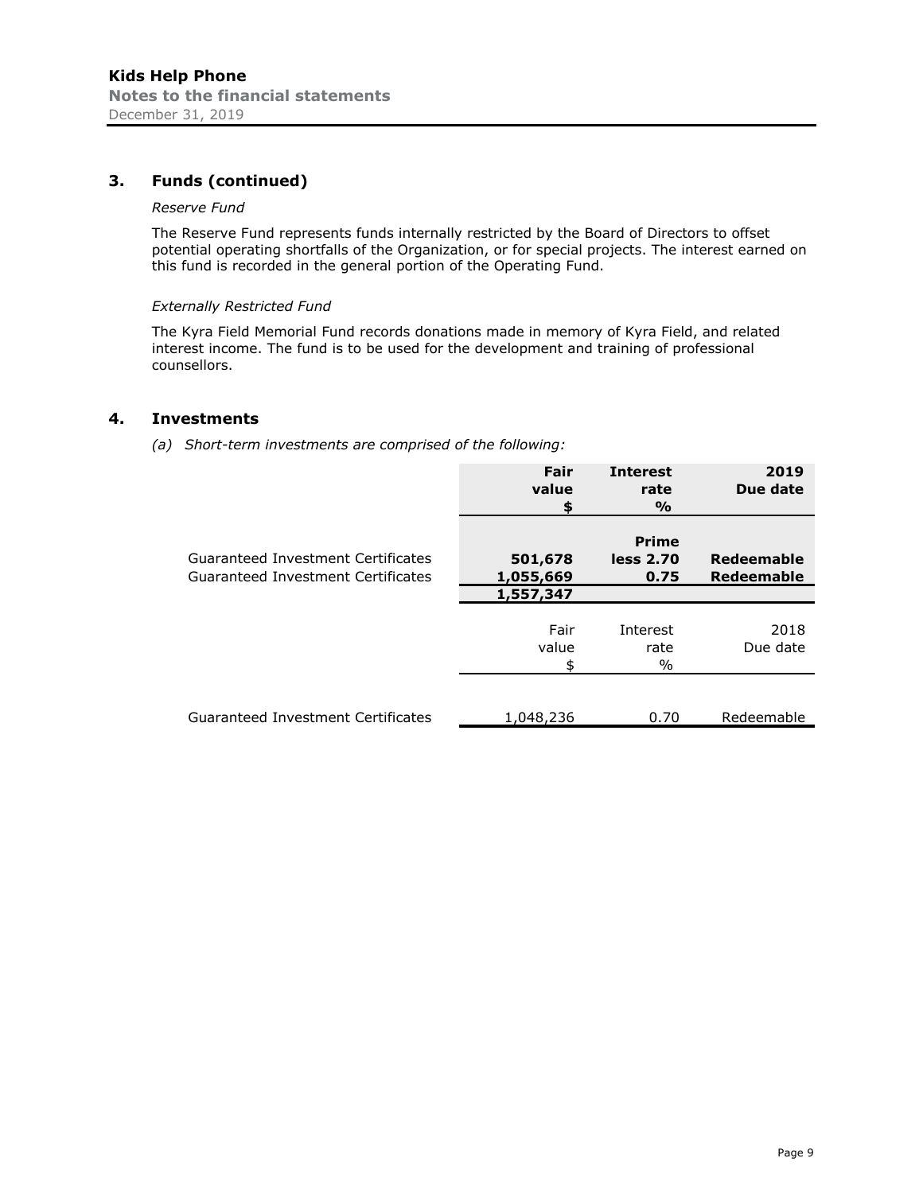## 3. Funds (continued)

*Reserve Fund*

The Reserve Fund represents funds internally restricted by the Board of Directors to offset potential operating shortfalls of the Organization, or for special projects. The interest earned on this fund is recorded in the general portion of the Operating Fund.

*Externally Restricted Fund*

The Kyra Field Memorial Fund records donations made in memory of Kyra Field, and related interest income. The fund is to be used for the development and training of professional counsellors.

## 4. Investments

*(a) Short-term investments are comprised of the following:*

| | **Fair value $** | **Interest rate %** | **2019 Due date** |
|---|---|---|---|
| Guaranteed Investment Certificates | **501,678** | **Prime less 2.70** | **Redeemable** |
| Guaranteed Investment Certificates | **1,055,669** | **0.75** | **Redeemable** |
| | **1,557,347** | | |

| | Fair value $ | Interest rate % | 2018 Due date |
|---|---|---|---|
| Guaranteed Investment Certificates | 1,048,236 | 0.70 | Redeemable |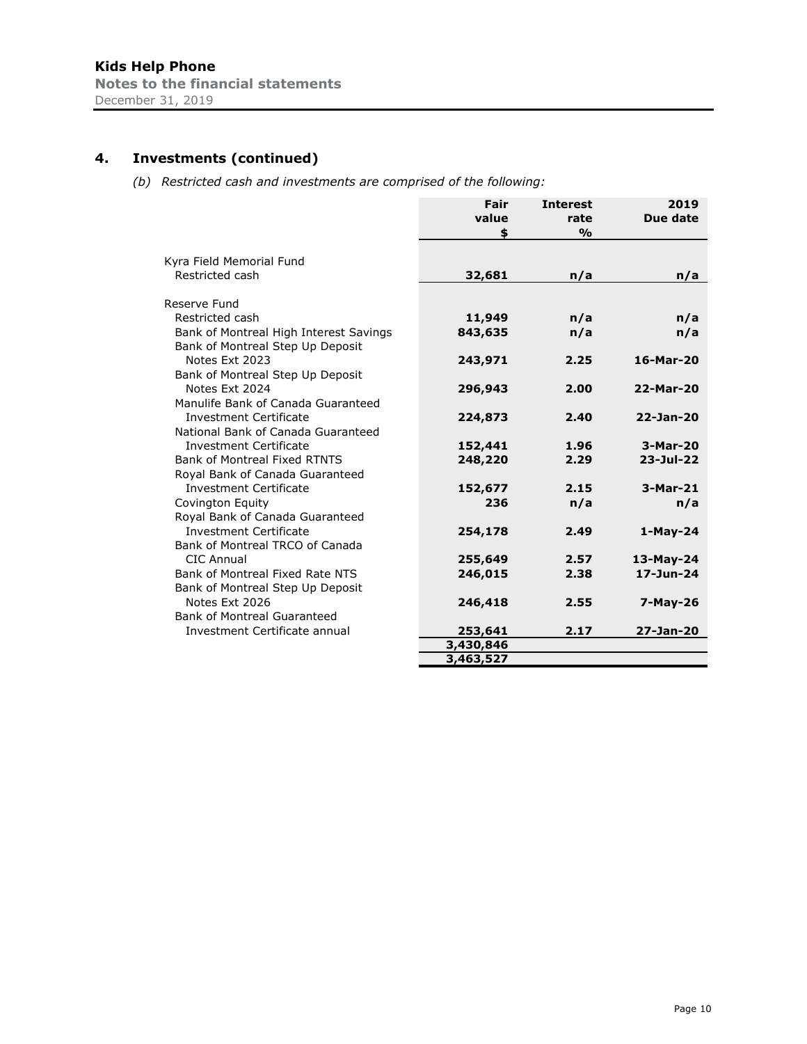## 4. Investments (continued)

*(b) Restricted cash and investments are comprised of the following:*

| | Fair value $ | Interest rate % | 2019 Due date |
|---|---|---|---|
| Kyra Field Memorial Fund | | | |
| Restricted cash | **32,681** | **n/a** | **n/a** |
| Reserve Fund | | | |
| Restricted cash | **11,949** | **n/a** | **n/a** |
| Bank of Montreal High Interest Savings | **843,635** | **n/a** | **n/a** |
| Bank of Montreal Step Up Deposit Notes Ext 2023 | **243,971** | **2.25** | **16-Mar-20** |
| Bank of Montreal Step Up Deposit Notes Ext 2024 | **296,943** | **2.00** | **22-Mar-20** |
| Manulife Bank of Canada Guaranteed Investment Certificate | **224,873** | **2.40** | **22-Jan-20** |
| National Bank of Canada Guaranteed Investment Certificate | **152,441** | **1.96** | **3-Mar-20** |
| Bank of Montreal Fixed RTNTS | **248,220** | **2.29** | **23-Jul-22** |
| Royal Bank of Canada Guaranteed Investment Certificate | **152,677** | **2.15** | **3-Mar-21** |
| Covington Equity | **236** | **n/a** | **n/a** |
| Royal Bank of Canada Guaranteed Investment Certificate | **254,178** | **2.49** | **1-May-24** |
| Bank of Montreal TRCO of Canada CIC Annual | **255,649** | **2.57** | **13-May-24** |
| Bank of Montreal Fixed Rate NTS | **246,015** | **2.38** | **17-Jun-24** |
| Bank of Montreal Step Up Deposit Notes Ext 2026 | **246,418** | **2.55** | **7-May-26** |
| Bank of Montreal Guaranteed Investment Certificate annual | **253,641** | **2.17** | **27-Jan-20** |
| | **3,430,846** | | |
| | **3,463,527** | | |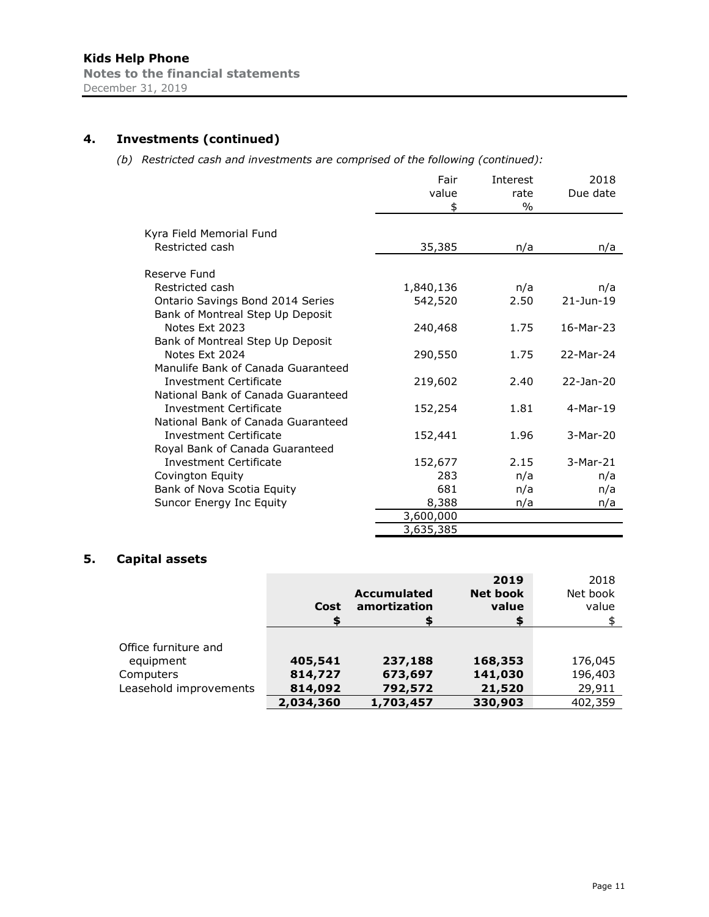## 4. Investments (continued)

*(b) Restricted cash and investments are comprised of the following (continued):*

| | Fair value $ | Interest rate % | 2018 Due date |
|---|---|---|---|
| Kyra Field Memorial Fund | | | |
| Restricted cash | 35,385 | n/a | n/a |
| Reserve Fund | | | |
| Restricted cash | 1,840,136 | n/a | n/a |
| Ontario Savings Bond 2014 Series | 542,520 | 2.50 | 21-Jun-19 |
| Bank of Montreal Step Up Deposit Notes Ext 2023 | 240,468 | 1.75 | 16-Mar-23 |
| Bank of Montreal Step Up Deposit Notes Ext 2024 | 290,550 | 1.75 | 22-Mar-24 |
| Manulife Bank of Canada Guaranteed Investment Certificate | 219,602 | 2.40 | 22-Jan-20 |
| National Bank of Canada Guaranteed Investment Certificate | 152,254 | 1.81 | 4-Mar-19 |
| National Bank of Canada Guaranteed Investment Certificate | 152,441 | 1.96 | 3-Mar-20 |
| Royal Bank of Canada Guaranteed Investment Certificate | 152,677 | 2.15 | 3-Mar-21 |
| Covington Equity | 283 | n/a | n/a |
| Bank of Nova Scotia Equity | 681 | n/a | n/a |
| Suncor Energy Inc Equity | 8,388 | n/a | n/a |
| | 3,600,000 | | |
| | 3,635,385 | | |

## 5. Capital assets

| | **Cost $** | **Accumulated amortization $** | **2019 Net book value $** | 2018 Net book value $ |
|---|---|---|---|---|
| Office furniture and equipment | **405,541** | **237,188** | **168,353** | 176,045 |
| Computers | **814,727** | **673,697** | **141,030** | 196,403 |
| Leasehold improvements | **814,092** | **792,572** | **21,520** | 29,911 |
| | **2,034,360** | **1,703,457** | **330,903** | 402,359 |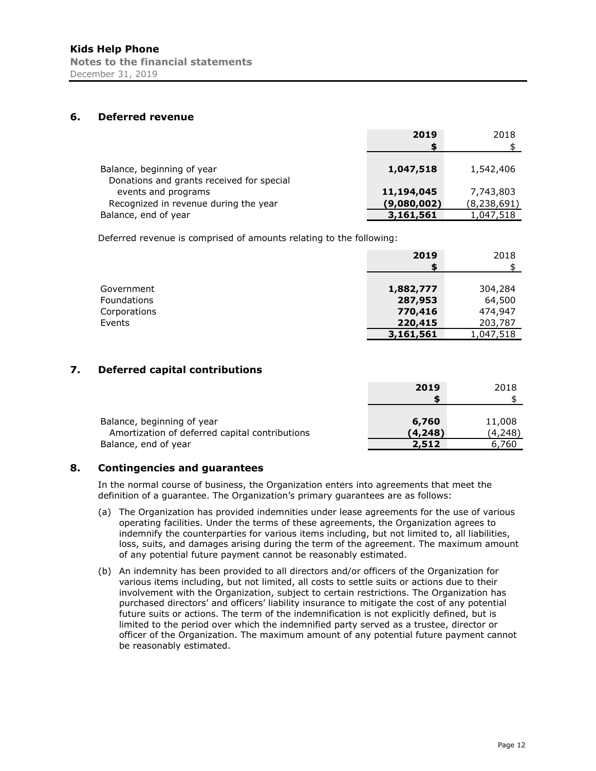## 6. Deferred revenue

| | 2019 | 2018 |
|---|---|---|
| | $ | $ |
| Balance, beginning of year | 1,047,518 | 1,542,406 |
| Donations and grants received for special events and programs | 11,194,045 | 7,743,803 |
| Recognized in revenue during the year | (9,080,002) | (8,238,691) |
| Balance, end of year | 3,161,561 | 1,047,518 |

Deferred revenue is comprised of amounts relating to the following:

| | 2019 | 2018 |
|---|---|---|
| | $ | $ |
| Government | 1,882,777 | 304,284 |
| Foundations | 287,953 | 64,500 |
| Corporations | 770,416 | 474,947 |
| Events | 220,415 | 203,787 |
| | 3,161,561 | 1,047,518 |

## 7. Deferred capital contributions

| | 2019 | 2018 |
|---|---|---|
| | $ | $ |
| Balance, beginning of year | 6,760 | 11,008 |
| Amortization of deferred capital contributions | (4,248) | (4,248) |
| Balance, end of year | 2,512 | 6,760 |

## 8. Contingencies and guarantees

In the normal course of business, the Organization enters into agreements that meet the definition of a guarantee. The Organization's primary guarantees are as follows:

(a) The Organization has provided indemnities under lease agreements for the use of various operating facilities. Under the terms of these agreements, the Organization agrees to indemnify the counterparties for various items including, but not limited to, all liabilities, loss, suits, and damages arising during the term of the agreement. The maximum amount of any potential future payment cannot be reasonably estimated.

(b) An indemnity has been provided to all directors and/or officers of the Organization for various items including, but not limited, all costs to settle suits or actions due to their involvement with the Organization, subject to certain restrictions. The Organization has purchased directors' and officers' liability insurance to mitigate the cost of any potential future suits or actions. The term of the indemnification is not explicitly defined, but is limited to the period over which the indemnified party served as a trustee, director or officer of the Organization. The maximum amount of any potential future payment cannot be reasonably estimated.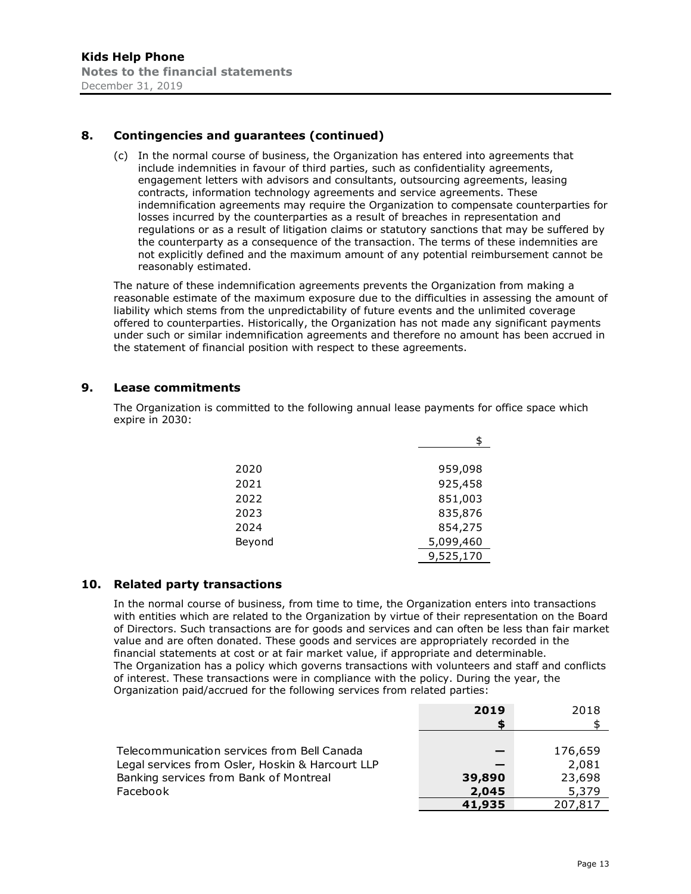## 8. Contingencies and guarantees (continued)

(c) In the normal course of business, the Organization has entered into agreements that include indemnities in favour of third parties, such as confidentiality agreements, engagement letters with advisors and consultants, outsourcing agreements, leasing contracts, information technology agreements and service agreements. These indemnification agreements may require the Organization to compensate counterparties for losses incurred by the counterparties as a result of breaches in representation and regulations or as a result of litigation claims or statutory sanctions that may be suffered by the counterparty as a consequence of the transaction. The terms of these indemnities are not explicitly defined and the maximum amount of any potential reimbursement cannot be reasonably estimated.

The nature of these indemnification agreements prevents the Organization from making a reasonable estimate of the maximum exposure due to the difficulties in assessing the amount of liability which stems from the unpredictability of future events and the unlimited coverage offered to counterparties. Historically, the Organization has not made any significant payments under such or similar indemnification agreements and therefore no amount has been accrued in the statement of financial position with respect to these agreements.

## 9. Lease commitments

The Organization is committed to the following annual lease payments for office space which expire in 2030:

| | $ |
|---|---|
| 2020 | 959,098 |
| 2021 | 925,458 |
| 2022 | 851,003 |
| 2023 | 835,876 |
| 2024 | 854,275 |
| Beyond | 5,099,460 |
| | 9,525,170 |

## 10. Related party transactions

In the normal course of business, from time to time, the Organization enters into transactions with entities which are related to the Organization by virtue of their representation on the Board of Directors. Such transactions are for goods and services and can often be less than fair market value and are often donated. These goods and services are appropriately recorded in the financial statements at cost or at fair market value, if appropriate and determinable.
The Organization has a policy which governs transactions with volunteers and staff and conflicts of interest. These transactions were in compliance with the policy. During the year, the Organization paid/accrued for the following services from related parties:

| | **2019** | 2018 |
|---|---|---|
| | **$** | $ |
| Telecommunication services from Bell Canada | **—** | 176,659 |
| Legal services from Osler, Hoskin & Harcourt LLP | **—** | 2,081 |
| Banking services from Bank of Montreal | **39,890** | 23,698 |
| Facebook | **2,045** | 5,379 |
| | **41,935** | 207,817 |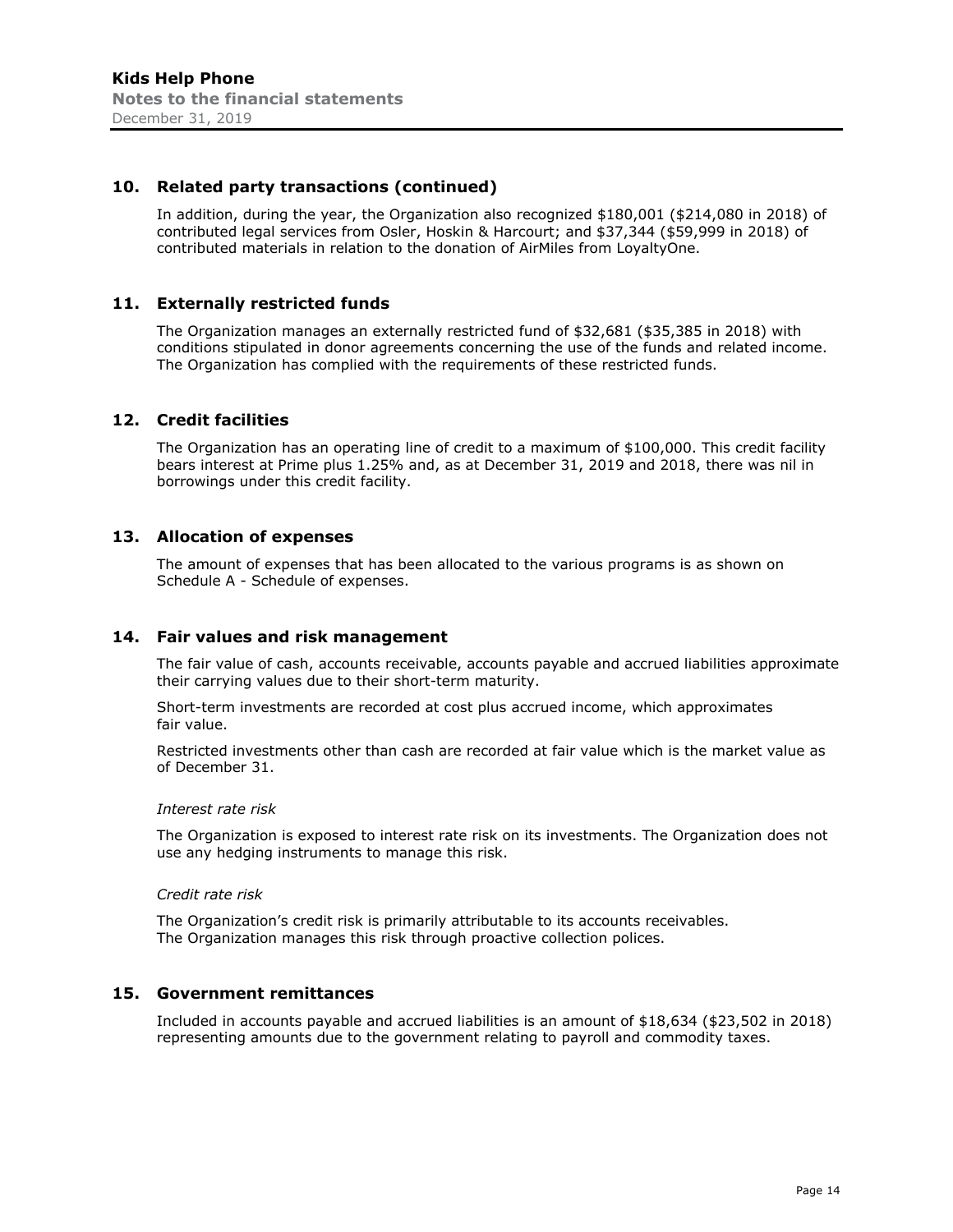## 10. Related party transactions (continued)

In addition, during the year, the Organization also recognized $180,001 ($214,080 in 2018) of contributed legal services from Osler, Hoskin & Harcourt; and $37,344 ($59,999 in 2018) of contributed materials in relation to the donation of AirMiles from LoyaltyOne.

## 11. Externally restricted funds

The Organization manages an externally restricted fund of $32,681 ($35,385 in 2018) with conditions stipulated in donor agreements concerning the use of the funds and related income. The Organization has complied with the requirements of these restricted funds.

## 12. Credit facilities

The Organization has an operating line of credit to a maximum of $100,000. This credit facility bears interest at Prime plus 1.25% and, as at December 31, 2019 and 2018, there was nil in borrowings under this credit facility.

## 13. Allocation of expenses

The amount of expenses that has been allocated to the various programs is as shown on Schedule A - Schedule of expenses.

## 14. Fair values and risk management

The fair value of cash, accounts receivable, accounts payable and accrued liabilities approximate their carrying values due to their short-term maturity.

Short-term investments are recorded at cost plus accrued income, which approximates fair value.

Restricted investments other than cash are recorded at fair value which is the market value as of December 31.

*Interest rate risk*

The Organization is exposed to interest rate risk on its investments. The Organization does not use any hedging instruments to manage this risk.

*Credit rate risk*

The Organization's credit risk is primarily attributable to its accounts receivables. The Organization manages this risk through proactive collection polices.

## 15. Government remittances

Included in accounts payable and accrued liabilities is an amount of $18,634 ($23,502 in 2018) representing amounts due to the government relating to payroll and commodity taxes.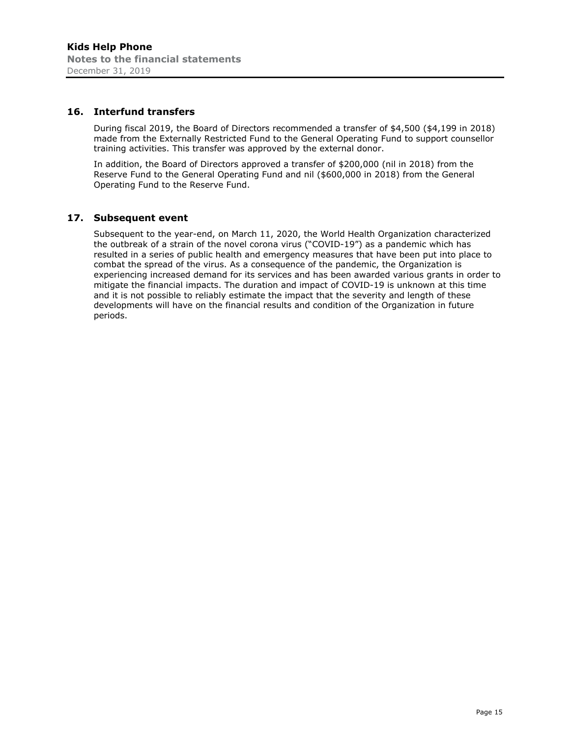## 16. Interfund transfers

During fiscal 2019, the Board of Directors recommended a transfer of $4,500 ($4,199 in 2018) made from the Externally Restricted Fund to the General Operating Fund to support counsellor training activities. This transfer was approved by the external donor.

In addition, the Board of Directors approved a transfer of $200,000 (nil in 2018) from the Reserve Fund to the General Operating Fund and nil ($600,000 in 2018) from the General Operating Fund to the Reserve Fund.

## 17. Subsequent event

Subsequent to the year-end, on March 11, 2020, the World Health Organization characterized the outbreak of a strain of the novel corona virus ("COVID-19") as a pandemic which has resulted in a series of public health and emergency measures that have been put into place to combat the spread of the virus. As a consequence of the pandemic, the Organization is experiencing increased demand for its services and has been awarded various grants in order to mitigate the financial impacts. The duration and impact of COVID-19 is unknown at this time and it is not possible to reliably estimate the impact that the severity and length of these developments will have on the financial results and condition of the Organization in future periods.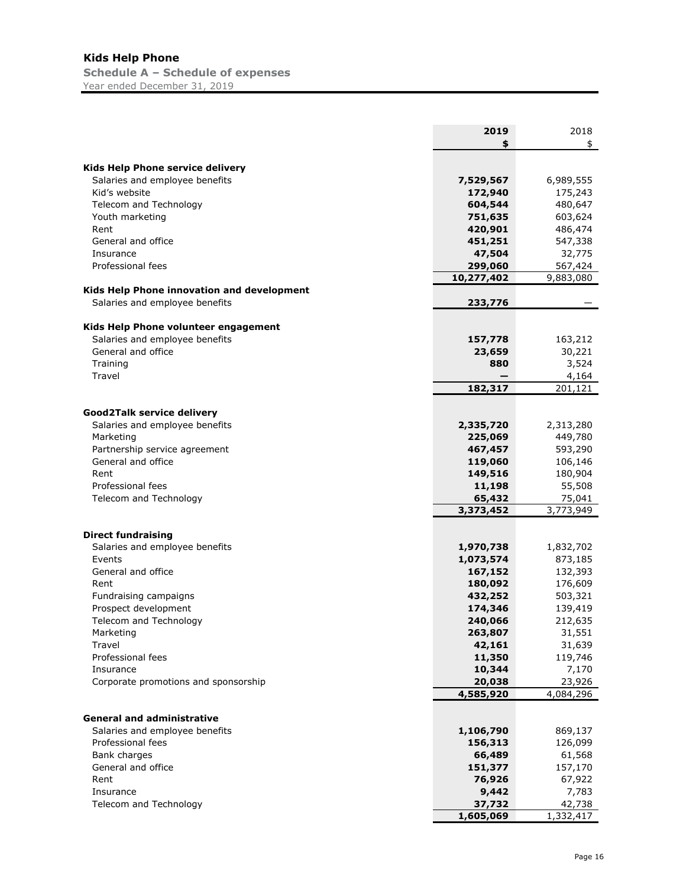# Kids Help Phone

## Schedule A – Schedule of expenses

Year ended December 31, 2019

| | 2019 | 2018 |
|---|---|---|
| | $ | $ |
| **Kids Help Phone service delivery** | | |
| Salaries and employee benefits | **7,529,567** | 6,989,555 |
| Kid's website | **172,940** | 175,243 |
| Telecom and Technology | **604,544** | 480,647 |
| Youth marketing | **751,635** | 603,624 |
| Rent | **420,901** | 486,474 |
| General and office | **451,251** | 547,338 |
| Insurance | **47,504** | 32,775 |
| Professional fees | **299,060** | 567,424 |
| | **10,277,402** | 9,883,080 |
| **Kids Help Phone innovation and development** | | |
| Salaries and employee benefits | **233,776** | — |
| **Kids Help Phone volunteer engagement** | | |
| Salaries and employee benefits | **157,778** | 163,212 |
| General and office | **23,659** | 30,221 |
| Training | **880** | 3,524 |
| Travel | **—** | 4,164 |
| | **182,317** | 201,121 |
| **Good2Talk service delivery** | | |
| Salaries and employee benefits | **2,335,720** | 2,313,280 |
| Marketing | **225,069** | 449,780 |
| Partnership service agreement | **467,457** | 593,290 |
| General and office | **119,060** | 106,146 |
| Rent | **149,516** | 180,904 |
| Professional fees | **11,198** | 55,508 |
| Telecom and Technology | **65,432** | 75,041 |
| | **3,373,452** | 3,773,949 |
| **Direct fundraising** | | |
| Salaries and employee benefits | **1,970,738** | 1,832,702 |
| Events | **1,073,574** | 873,185 |
| General and office | **167,152** | 132,393 |
| Rent | **180,092** | 176,609 |
| Fundraising campaigns | **432,252** | 503,321 |
| Prospect development | **174,346** | 139,419 |
| Telecom and Technology | **240,066** | 212,635 |
| Marketing | **263,807** | 31,551 |
| Travel | **42,161** | 31,639 |
| Professional fees | **11,350** | 119,746 |
| Insurance | **10,344** | 7,170 |
| Corporate promotions and sponsorship | **20,038** | 23,926 |
| | **4,585,920** | 4,084,296 |
| **General and administrative** | | |
| Salaries and employee benefits | **1,106,790** | 869,137 |
| Professional fees | **156,313** | 126,099 |
| Bank charges | **66,489** | 61,568 |
| General and office | **151,377** | 157,170 |
| Rent | **76,926** | 67,922 |
| Insurance | **9,442** | 7,783 |
| Telecom and Technology | **37,732** | 42,738 |
| | **1,605,069** | 1,332,417 |